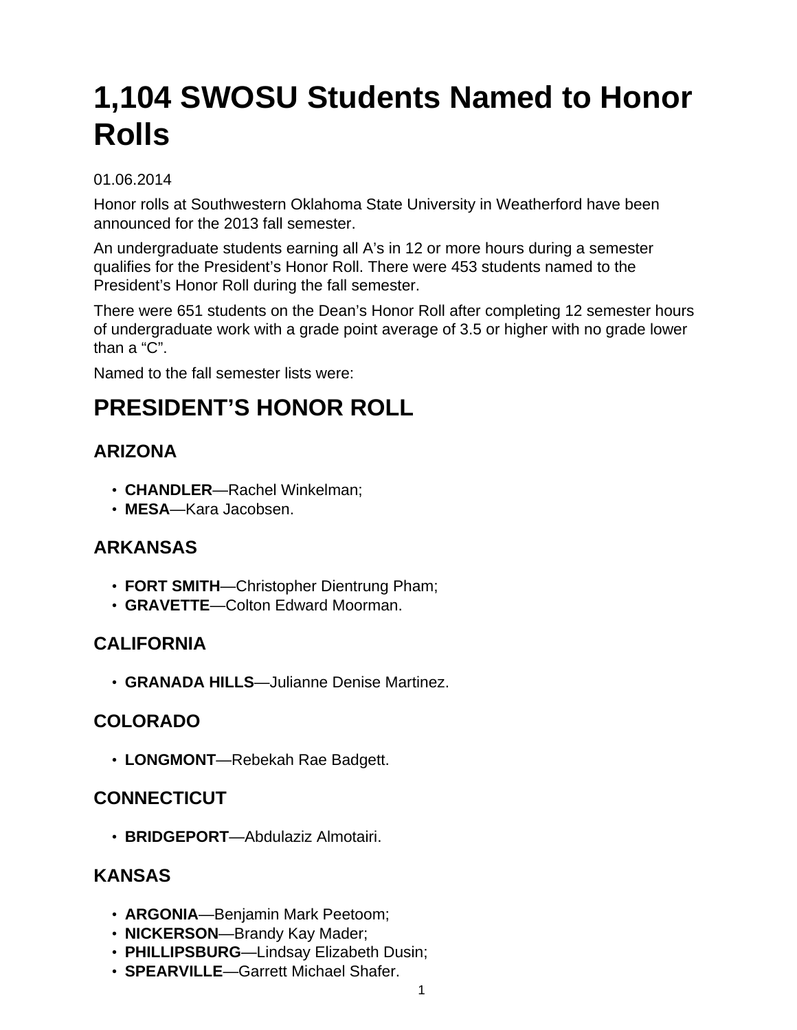# 1,104 SWOSU Students Named to Honor Rolls

01.06.2014

Honor rolls at Southwestern Oklahoma State University in Weatherford have been announced for the 2013 fall semester.

An undergraduate students earning all A's in 12 or more hours during a semester qualifies for the President's Honor Roll. There were 453 students named to the President's Honor Roll during the fall semester.

There were 651 students on the Dean's Honor Roll after completing 12 semester hours of undergraduate work with a grade point average of 3.5 or higher with no grade lower than a "C".

Named to the fall semester lists were:

## PRESIDENT'S HONOR ROLL

### ARIZONA

- **CHANDLER**—Rachel Winkelman;
- **MESA**—Kara Jacobsen.

### ARKANSAS

- **FORT SMITH**—Christopher Dientrung Pham;
- **GRAVETTE**—Colton Edward Moorman.

### CALIFORNIA

- **GRANADA HILLS**—Julianne Denise Martinez.

### COLORADO

- **LONGMONT**—Rebekah Rae Badgett.

### CONNECTICUT

- **BRIDGEPORT**—Abdulaziz Almotairi.

### KANSAS

- **ARGONIA**—Benjamin Mark Peetoom;
- **NICKERSON**—Brandy Kay Mader;
- **PHILLIPSBURG**—Lindsay Elizabeth Dusin;
- **SPEARVILLE**—Garrett Michael Shafer.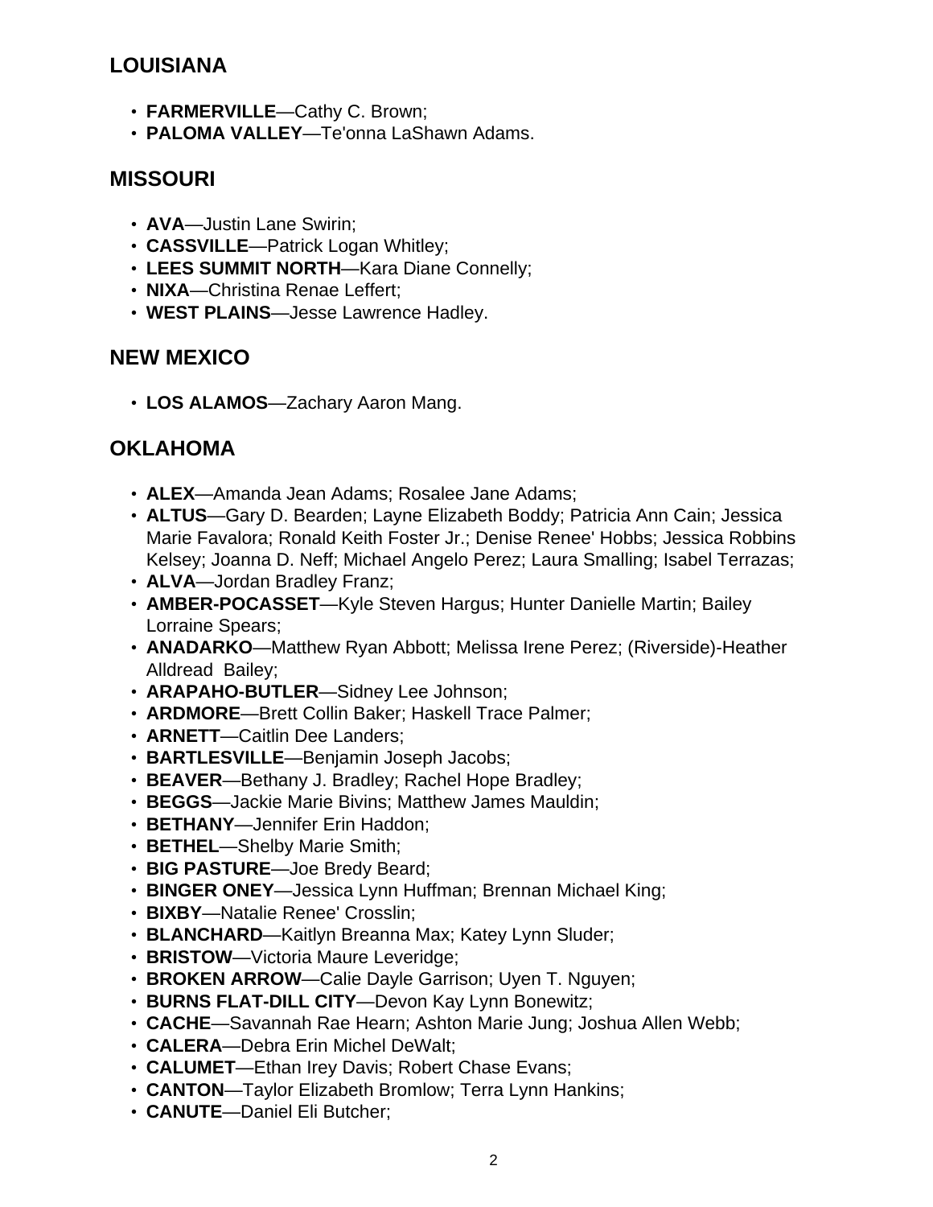## LOUISIANA

- **FARMERVILLE**—Cathy C. Brown;
- **PALOMA VALLEY**—Te'onna LaShawn Adams.

## MISSOURI

- **AVA**—Justin Lane Swirin;
- **CASSVILLE**—Patrick Logan Whitley;
- **LEES SUMMIT NORTH**—Kara Diane Connelly;
- **NIXA**—Christina Renae Leffert;
- **WEST PLAINS**—Jesse Lawrence Hadley.

## NEW MEXICO

- **LOS ALAMOS**—Zachary Aaron Mang.

## OKLAHOMA

- **ALEX**—Amanda Jean Adams; Rosalee Jane Adams;
- **ALTUS**—Gary D. Bearden; Layne Elizabeth Boddy; Patricia Ann Cain; Jessica Marie Favalora; Ronald Keith Foster Jr.; Denise Renee' Hobbs; Jessica Robbins Kelsey; Joanna D. Neff; Michael Angelo Perez; Laura Smalling; Isabel Terrazas;
- **ALVA**—Jordan Bradley Franz;
- **AMBER-POCASSET**—Kyle Steven Hargus; Hunter Danielle Martin; Bailey Lorraine Spears;
- **ANADARKO**—Matthew Ryan Abbott; Melissa Irene Perez; (Riverside)-Heather Alldread Bailey;
- **ARAPAHO-BUTLER**—Sidney Lee Johnson;
- **ARDMORE**—Brett Collin Baker; Haskell Trace Palmer;
- **ARNETT**—Caitlin Dee Landers;
- **BARTLESVILLE**—Benjamin Joseph Jacobs;
- **BEAVER**—Bethany J. Bradley; Rachel Hope Bradley;
- **BEGGS**—Jackie Marie Bivins; Matthew James Mauldin;
- **BETHANY**—Jennifer Erin Haddon;
- **BETHEL**—Shelby Marie Smith;
- **BIG PASTURE**—Joe Bredy Beard;
- **BINGER ONEY**—Jessica Lynn Huffman; Brennan Michael King;
- **BIXBY**—Natalie Renee' Crosslin;
- **BLANCHARD**—Kaitlyn Breanna Max; Katey Lynn Sluder;
- **BRISTOW**—Victoria Maure Leveridge;
- **BROKEN ARROW**—Calie Dayle Garrison; Uyen T. Nguyen;
- **BURNS FLAT-DILL CITY**—Devon Kay Lynn Bonewitz;
- **CACHE**—Savannah Rae Hearn; Ashton Marie Jung; Joshua Allen Webb;
- **CALERA**—Debra Erin Michel DeWalt;
- **CALUMET**—Ethan Irey Davis; Robert Chase Evans;
- **CANTON**—Taylor Elizabeth Bromlow; Terra Lynn Hankins;
- **CANUTE**—Daniel Eli Butcher;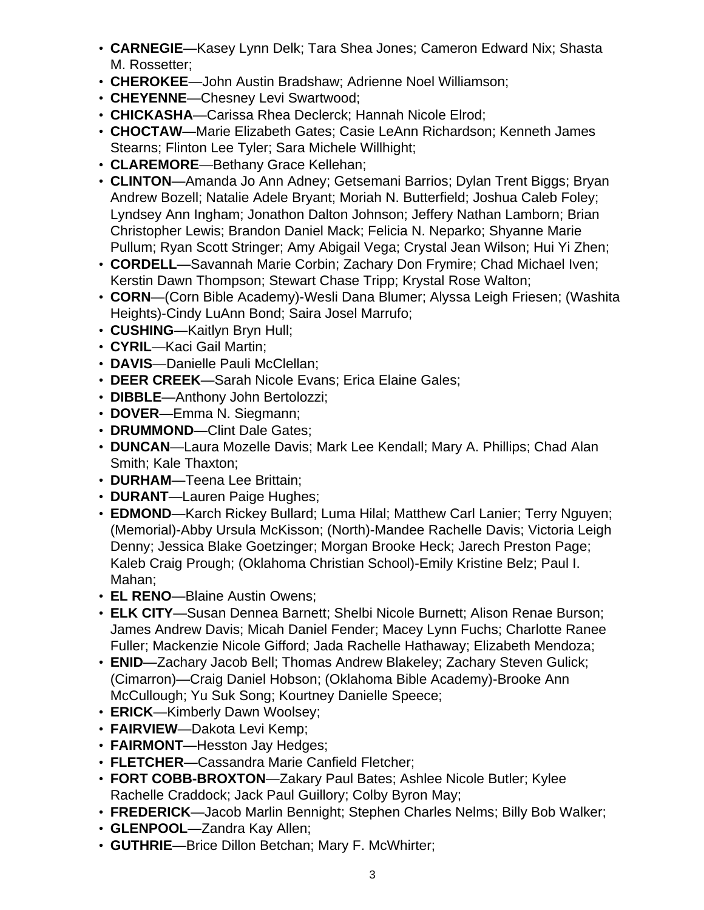- **CARNEGIE**—Kasey Lynn Delk; Tara Shea Jones; Cameron Edward Nix; Shasta M. Rossetter;
- **CHEROKEE**—John Austin Bradshaw; Adrienne Noel Williamson;
- **CHEYENNE**—Chesney Levi Swartwood;
- **CHICKASHA**—Carissa Rhea Declerck; Hannah Nicole Elrod;
- **CHOCTAW**—Marie Elizabeth Gates; Casie LeAnn Richardson; Kenneth James Stearns; Flinton Lee Tyler; Sara Michele Willhight;
- **CLAREMORE**—Bethany Grace Kellehan;
- **CLINTON**—Amanda Jo Ann Adney; Getsemani Barrios; Dylan Trent Biggs; Bryan Andrew Bozell; Natalie Adele Bryant; Moriah N. Butterfield; Joshua Caleb Foley; Lyndsey Ann Ingham; Jonathon Dalton Johnson; Jeffery Nathan Lamborn; Brian Christopher Lewis; Brandon Daniel Mack; Felicia N. Neparko; Shyanne Marie Pullum; Ryan Scott Stringer; Amy Abigail Vega; Crystal Jean Wilson; Hui Yi Zhen;
- **CORDELL**—Savannah Marie Corbin; Zachary Don Frymire; Chad Michael Iven; Kerstin Dawn Thompson; Stewart Chase Tripp; Krystal Rose Walton;
- **CORN**—(Corn Bible Academy)-Wesli Dana Blumer; Alyssa Leigh Friesen; (Washita Heights)-Cindy LuAnn Bond; Saira Josel Marrufo;
- **CUSHING**—Kaitlyn Bryn Hull;
- **CYRIL**—Kaci Gail Martin;
- **DAVIS**—Danielle Pauli McClellan;
- **DEER CREEK**—Sarah Nicole Evans; Erica Elaine Gales;
- **DIBBLE**—Anthony John Bertolozzi;
- **DOVER**—Emma N. Siegmann;
- **DRUMMOND**—Clint Dale Gates;
- **DUNCAN**—Laura Mozelle Davis; Mark Lee Kendall; Mary A. Phillips; Chad Alan Smith; Kale Thaxton;
- **DURHAM**—Teena Lee Brittain;
- **DURANT**—Lauren Paige Hughes;
- **EDMOND**—Karch Rickey Bullard; Luma Hilal; Matthew Carl Lanier; Terry Nguyen; (Memorial)-Abby Ursula McKisson; (North)-Mandee Rachelle Davis; Victoria Leigh Denny; Jessica Blake Goetzinger; Morgan Brooke Heck; Jarech Preston Page; Kaleb Craig Prough; (Oklahoma Christian School)-Emily Kristine Belz; Paul I. Mahan;
- **EL RENO**—Blaine Austin Owens;
- **ELK CITY**—Susan Dennea Barnett; Shelbi Nicole Burnett; Alison Renae Burson; James Andrew Davis; Micah Daniel Fender; Macey Lynn Fuchs; Charlotte Ranee Fuller; Mackenzie Nicole Gifford; Jada Rachelle Hathaway; Elizabeth Mendoza;
- **ENID**—Zachary Jacob Bell; Thomas Andrew Blakeley; Zachary Steven Gulick; (Cimarron)—Craig Daniel Hobson; (Oklahoma Bible Academy)-Brooke Ann McCullough; Yu Suk Song; Kourtney Danielle Speece;
- **ERICK**—Kimberly Dawn Woolsey;
- **FAIRVIEW**—Dakota Levi Kemp;
- **FAIRMONT**—Hesston Jay Hedges;
- **FLETCHER**—Cassandra Marie Canfield Fletcher;
- **FORT COBB-BROXTON**—Zakary Paul Bates; Ashlee Nicole Butler; Kylee Rachelle Craddock; Jack Paul Guillory; Colby Byron May;
- **FREDERICK**—Jacob Marlin Bennight; Stephen Charles Nelms; Billy Bob Walker;
- **GLENPOOL**—Zandra Kay Allen;
- **GUTHRIE**—Brice Dillon Betchan; Mary F. McWhirter;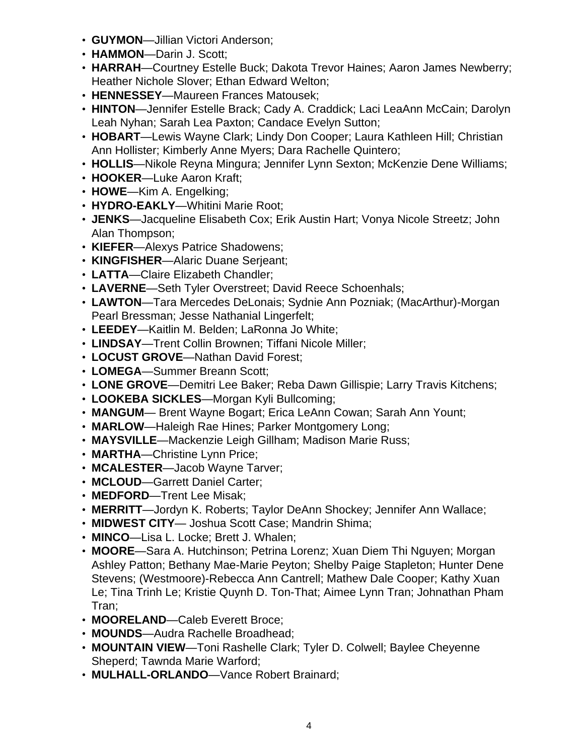- **GUYMON**—Jillian Victori Anderson;
- **HAMMON**—Darin J. Scott;
- **HARRAH**—Courtney Estelle Buck; Dakota Trevor Haines; Aaron James Newberry; Heather Nichole Slover; Ethan Edward Welton;
- **HENNESSEY**—Maureen Frances Matousek;
- **HINTON**—Jennifer Estelle Brack; Cady A. Craddick; Laci LeaAnn McCain; Darolyn Leah Nyhan; Sarah Lea Paxton; Candace Evelyn Sutton;
- **HOBART**—Lewis Wayne Clark; Lindy Don Cooper; Laura Kathleen Hill; Christian Ann Hollister; Kimberly Anne Myers; Dara Rachelle Quintero;
- **HOLLIS**—Nikole Reyna Mingura; Jennifer Lynn Sexton; McKenzie Dene Williams;
- **HOOKER**—Luke Aaron Kraft;
- **HOWE**—Kim A. Engelking;
- **HYDRO-EAKLY**—Whitini Marie Root;
- **JENKS**—Jacqueline Elisabeth Cox; Erik Austin Hart; Vonya Nicole Streetz; John Alan Thompson;
- **KIEFER**—Alexys Patrice Shadowens;
- **KINGFISHER**—Alaric Duane Serjeant;
- **LATTA**—Claire Elizabeth Chandler;
- **LAVERNE**—Seth Tyler Overstreet; David Reece Schoenhals;
- **LAWTON**—Tara Mercedes DeLonais; Sydnie Ann Pozniak; (MacArthur)-Morgan Pearl Bressman; Jesse Nathanial Lingerfelt;
- **LEEDEY**—Kaitlin M. Belden; LaRonna Jo White;
- **LINDSAY**—Trent Collin Brownen; Tiffani Nicole Miller;
- **LOCUST GROVE**—Nathan David Forest;
- **LOMEGA**—Summer Breann Scott;
- **LONE GROVE**—Demitri Lee Baker; Reba Dawn Gillispie; Larry Travis Kitchens;
- **LOOKEBA SICKLES**—Morgan Kyli Bullcoming;
- **MANGUM**— Brent Wayne Bogart; Erica LeAnn Cowan; Sarah Ann Yount;
- **MARLOW**—Haleigh Rae Hines; Parker Montgomery Long;
- **MAYSVILLE**—Mackenzie Leigh Gillham; Madison Marie Russ;
- **MARTHA**—Christine Lynn Price;
- **MCALESTER**—Jacob Wayne Tarver;
- **MCLOUD**—Garrett Daniel Carter;
- **MEDFORD**—Trent Lee Misak;
- **MERRITT**—Jordyn K. Roberts; Taylor DeAnn Shockey; Jennifer Ann Wallace;
- **MIDWEST CITY**— Joshua Scott Case; Mandrin Shima;
- **MINCO**—Lisa L. Locke; Brett J. Whalen;
- **MOORE**—Sara A. Hutchinson; Petrina Lorenz; Xuan Diem Thi Nguyen; Morgan Ashley Patton; Bethany Mae-Marie Peyton; Shelby Paige Stapleton; Hunter Dene Stevens; (Westmoore)-Rebecca Ann Cantrell; Mathew Dale Cooper; Kathy Xuan Le; Tina Trinh Le; Kristie Quynh D. Ton-That; Aimee Lynn Tran; Johnathan Pham Tran;
- **MOORELAND**—Caleb Everett Broce;
- **MOUNDS**—Audra Rachelle Broadhead;
- **MOUNTAIN VIEW**—Toni Rashelle Clark; Tyler D. Colwell; Baylee Cheyenne Sheperd; Tawnda Marie Warford;
- **MULHALL-ORLANDO**—Vance Robert Brainard;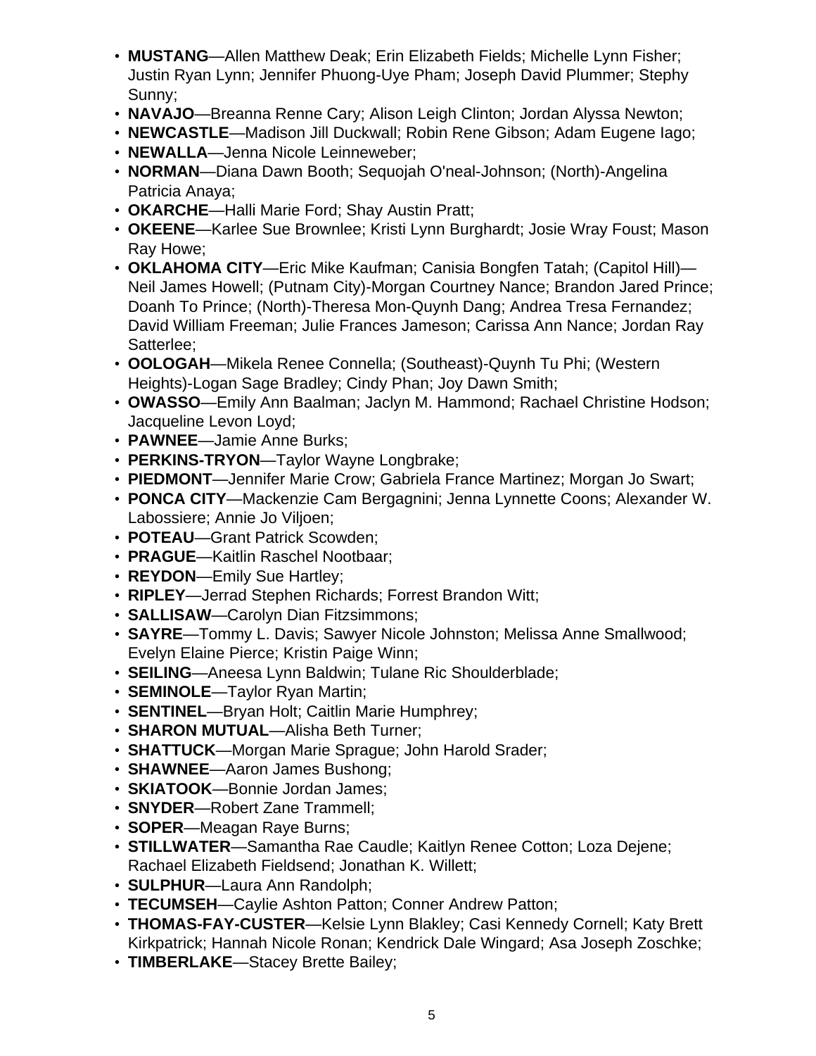- **MUSTANG**—Allen Matthew Deak; Erin Elizabeth Fields; Michelle Lynn Fisher; Justin Ryan Lynn; Jennifer Phuong-Uye Pham; Joseph David Plummer; Stephy Sunny;
- **NAVAJO**—Breanna Renne Cary; Alison Leigh Clinton; Jordan Alyssa Newton;
- **NEWCASTLE**—Madison Jill Duckwall; Robin Rene Gibson; Adam Eugene Iago;
- **NEWALLA**—Jenna Nicole Leinneweber;
- **NORMAN**—Diana Dawn Booth; Sequojah O'neal-Johnson; (North)-Angelina Patricia Anaya;
- **OKARCHE**—Halli Marie Ford; Shay Austin Pratt;
- **OKEENE**—Karlee Sue Brownlee; Kristi Lynn Burghardt; Josie Wray Foust; Mason Ray Howe;
- **OKLAHOMA CITY**—Eric Mike Kaufman; Canisia Bongfen Tatah; (Capitol Hill)—Neil James Howell; (Putnam City)-Morgan Courtney Nance; Brandon Jared Prince; Doanh To Prince; (North)-Theresa Mon-Quynh Dang; Andrea Tresa Fernandez; David William Freeman; Julie Frances Jameson; Carissa Ann Nance; Jordan Ray Satterlee;
- **OOLOGAH**—Mikela Renee Connella; (Southeast)-Quynh Tu Phi; (Western Heights)-Logan Sage Bradley; Cindy Phan; Joy Dawn Smith;
- **OWASSO**—Emily Ann Baalman; Jaclyn M. Hammond; Rachael Christine Hodson; Jacqueline Levon Loyd;
- **PAWNEE**—Jamie Anne Burks;
- **PERKINS-TRYON**—Taylor Wayne Longbrake;
- **PIEDMONT**—Jennifer Marie Crow; Gabriela France Martinez; Morgan Jo Swart;
- **PONCA CITY**—Mackenzie Cam Bergagnini; Jenna Lynnette Coons; Alexander W. Labossiere; Annie Jo Viljoen;
- **POTEAU**—Grant Patrick Scowden;
- **PRAGUE**—Kaitlin Raschel Nootbaar;
- **REYDON**—Emily Sue Hartley;
- **RIPLEY**—Jerrad Stephen Richards; Forrest Brandon Witt;
- **SALLISAW**—Carolyn Dian Fitzsimmons;
- **SAYRE**—Tommy L. Davis; Sawyer Nicole Johnston; Melissa Anne Smallwood; Evelyn Elaine Pierce; Kristin Paige Winn;
- **SEILING**—Aneesa Lynn Baldwin; Tulane Ric Shoulderblade;
- **SEMINOLE**—Taylor Ryan Martin;
- **SENTINEL**—Bryan Holt; Caitlin Marie Humphrey;
- **SHARON MUTUAL**—Alisha Beth Turner;
- **SHATTUCK**—Morgan Marie Sprague; John Harold Srader;
- **SHAWNEE**—Aaron James Bushong;
- **SKIATOOK**—Bonnie Jordan James;
- **SNYDER**—Robert Zane Trammell;
- **SOPER**—Meagan Raye Burns;
- **STILLWATER**—Samantha Rae Caudle; Kaitlyn Renee Cotton; Loza Dejene; Rachael Elizabeth Fieldsend; Jonathan K. Willett;
- **SULPHUR**—Laura Ann Randolph;
- **TECUMSEH**—Caylie Ashton Patton; Conner Andrew Patton;
- **THOMAS-FAY-CUSTER**—Kelsie Lynn Blakley; Casi Kennedy Cornell; Katy Brett Kirkpatrick; Hannah Nicole Ronan; Kendrick Dale Wingard; Asa Joseph Zoschke;
- **TIMBERLAKE**—Stacey Brette Bailey;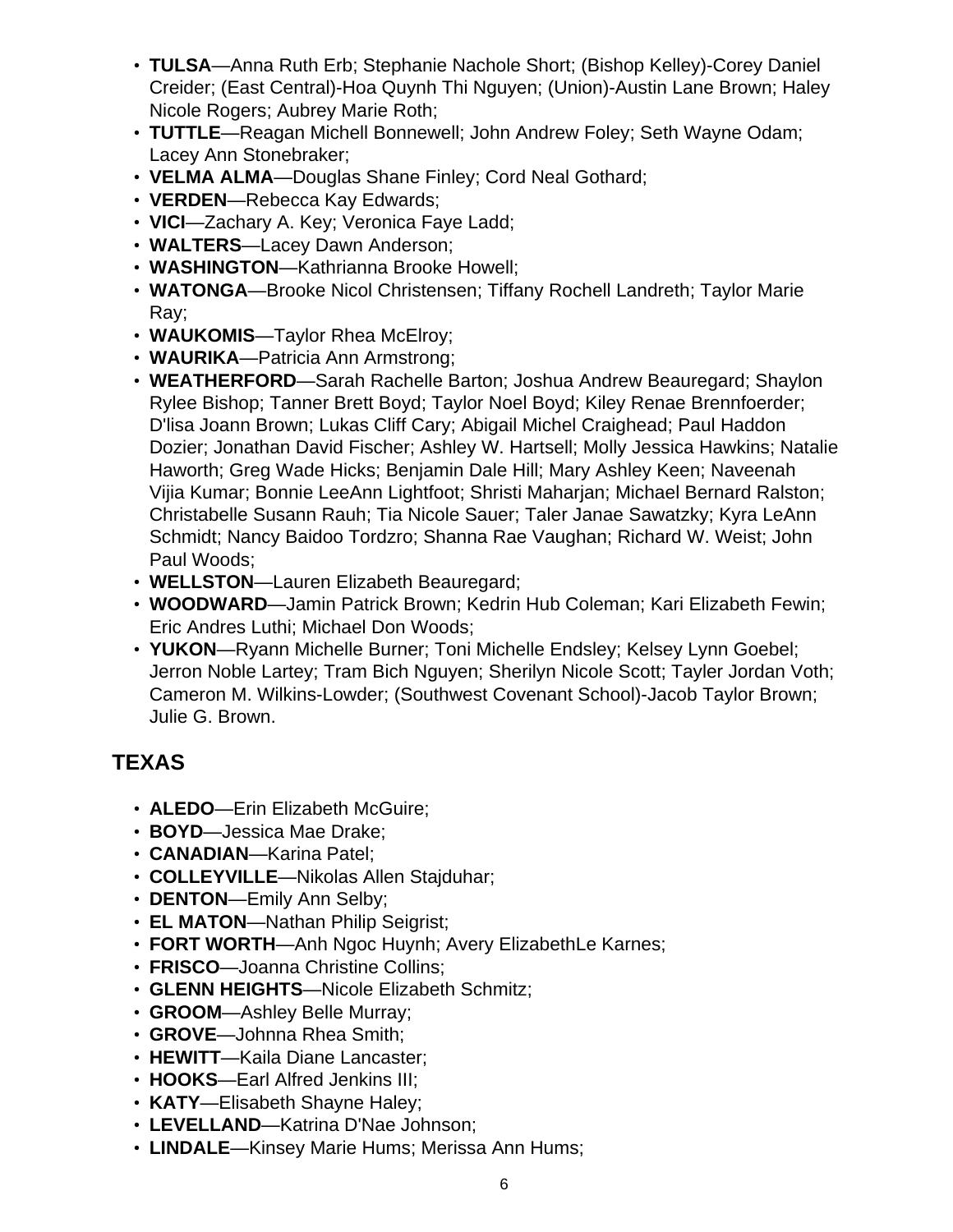- **TULSA**—Anna Ruth Erb; Stephanie Nachole Short; (Bishop Kelley)-Corey Daniel Creider; (East Central)-Hoa Quynh Thi Nguyen; (Union)-Austin Lane Brown; Haley Nicole Rogers; Aubrey Marie Roth;
- **TUTTLE**—Reagan Michell Bonnewell; John Andrew Foley; Seth Wayne Odam; Lacey Ann Stonebraker;
- **VELMA ALMA**—Douglas Shane Finley; Cord Neal Gothard;
- **VERDEN**—Rebecca Kay Edwards;
- **VICI**—Zachary A. Key; Veronica Faye Ladd;
- **WALTERS**—Lacey Dawn Anderson;
- **WASHINGTON**—Kathrianna Brooke Howell;
- **WATONGA**—Brooke Nicol Christensen; Tiffany Rochell Landreth; Taylor Marie Ray;
- **WAUKOMIS**—Taylor Rhea McElroy;
- **WAURIKA**—Patricia Ann Armstrong;
- **WEATHERFORD**—Sarah Rachelle Barton; Joshua Andrew Beauregard; Shaylon Rylee Bishop; Tanner Brett Boyd; Taylor Noel Boyd; Kiley Renae Brennfoerder; D'lisa Joann Brown; Lukas Cliff Cary; Abigail Michel Craighead; Paul Haddon Dozier; Jonathan David Fischer; Ashley W. Hartsell; Molly Jessica Hawkins; Natalie Haworth; Greg Wade Hicks; Benjamin Dale Hill; Mary Ashley Keen; Naveenah Vijia Kumar; Bonnie LeeAnn Lightfoot; Shristi Maharjan; Michael Bernard Ralston; Christabelle Susann Rauh; Tia Nicole Sauer; Taler Janae Sawatzky; Kyra LeAnn Schmidt; Nancy Baidoo Tordzro; Shanna Rae Vaughan; Richard W. Weist; John Paul Woods;
- **WELLSTON**—Lauren Elizabeth Beauregard;
- **WOODWARD**—Jamin Patrick Brown; Kedrin Hub Coleman; Kari Elizabeth Fewin; Eric Andres Luthi; Michael Don Woods;
- **YUKON**—Ryann Michelle Burner; Toni Michelle Endsley; Kelsey Lynn Goebel; Jerron Noble Lartey; Tram Bich Nguyen; Sherilyn Nicole Scott; Tayler Jordan Voth; Cameron M. Wilkins-Lowder; (Southwest Covenant School)-Jacob Taylor Brown; Julie G. Brown.

## TEXAS

- **ALEDO**—Erin Elizabeth McGuire;
- **BOYD**—Jessica Mae Drake;
- **CANADIAN**—Karina Patel;
- **COLLEYVILLE**—Nikolas Allen Stajduhar;
- **DENTON**—Emily Ann Selby;
- **EL MATON**—Nathan Philip Seigrist;
- **FORT WORTH**—Anh Ngoc Huynh; Avery ElizabethLe Karnes;
- **FRISCO**—Joanna Christine Collins;
- **GLENN HEIGHTS**—Nicole Elizabeth Schmitz;
- **GROOM**—Ashley Belle Murray;
- **GROVE**—Johnna Rhea Smith;
- **HEWITT**—Kaila Diane Lancaster;
- **HOOKS**—Earl Alfred Jenkins III;
- **KATY**—Elisabeth Shayne Haley;
- **LEVELLAND**—Katrina D'Nae Johnson;
- **LINDALE**—Kinsey Marie Hums; Merissa Ann Hums;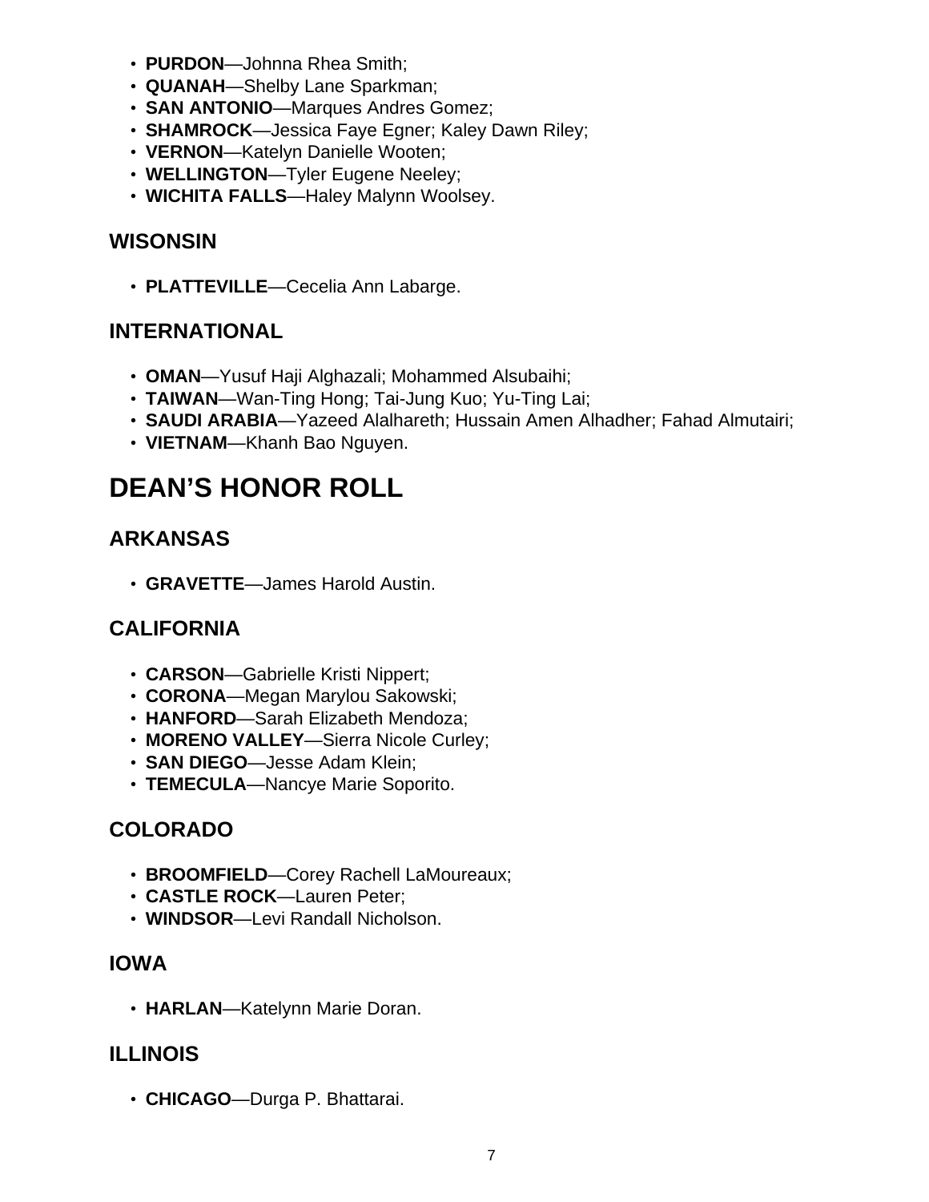- **PURDON**—Johnna Rhea Smith;
- **QUANAH**—Shelby Lane Sparkman;
- **SAN ANTONIO**—Marques Andres Gomez;
- **SHAMROCK**—Jessica Faye Egner; Kaley Dawn Riley;
- **VERNON**—Katelyn Danielle Wooten;
- **WELLINGTON**—Tyler Eugene Neeley;
- **WICHITA FALLS**—Haley Malynn Woolsey.

### WISONSIN

- **PLATTEVILLE**—Cecelia Ann Labarge.

### INTERNATIONAL

- **OMAN**—Yusuf Haji Alghazali; Mohammed Alsubaihi;
- **TAIWAN**—Wan-Ting Hong; Tai-Jung Kuo; Yu-Ting Lai;
- **SAUDI ARABIA**—Yazeed Alalhareth; Hussain Amen Alhadher; Fahad Almutairi;
- **VIETNAM**—Khanh Bao Nguyen.

## DEAN'S HONOR ROLL

### ARKANSAS

- **GRAVETTE**—James Harold Austin.

### CALIFORNIA

- **CARSON**—Gabrielle Kristi Nippert;
- **CORONA**—Megan Marylou Sakowski;
- **HANFORD**—Sarah Elizabeth Mendoza;
- **MORENO VALLEY**—Sierra Nicole Curley;
- **SAN DIEGO**—Jesse Adam Klein;
- **TEMECULA**—Nancye Marie Soporito.

### COLORADO

- **BROOMFIELD**—Corey Rachell LaMoureaux;
- **CASTLE ROCK**—Lauren Peter;
- **WINDSOR**—Levi Randall Nicholson.

### IOWA

- **HARLAN**—Katelynn Marie Doran.

### ILLINOIS

- **CHICAGO**—Durga P. Bhattarai.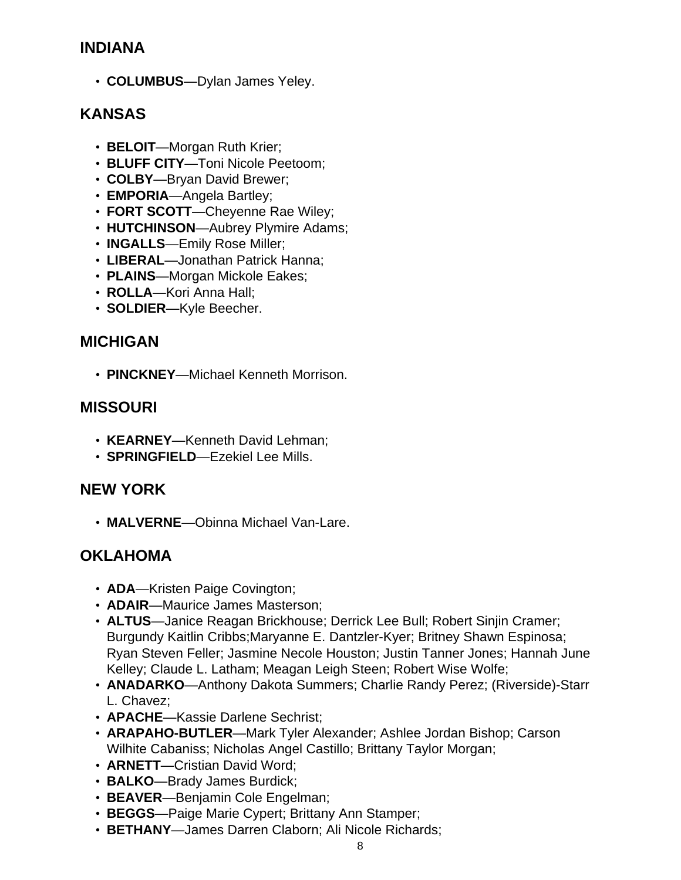## INDIANA

- **COLUMBUS**—Dylan James Yeley.

## KANSAS

- **BELOIT**—Morgan Ruth Krier;
- **BLUFF CITY**—Toni Nicole Peetoom;
- **COLBY**—Bryan David Brewer;
- **EMPORIA**—Angela Bartley;
- **FORT SCOTT**—Cheyenne Rae Wiley;
- **HUTCHINSON**—Aubrey Plymire Adams;
- **INGALLS**—Emily Rose Miller;
- **LIBERAL**—Jonathan Patrick Hanna;
- **PLAINS**—Morgan Mickole Eakes;
- **ROLLA**—Kori Anna Hall;
- **SOLDIER**—Kyle Beecher.

## MICHIGAN

- **PINCKNEY**—Michael Kenneth Morrison.

## MISSOURI

- **KEARNEY**—Kenneth David Lehman;
- **SPRINGFIELD**—Ezekiel Lee Mills.

## NEW YORK

- **MALVERNE**—Obinna Michael Van-Lare.

## OKLAHOMA

- **ADA**—Kristen Paige Covington;
- **ADAIR**—Maurice James Masterson;
- **ALTUS**—Janice Reagan Brickhouse; Derrick Lee Bull; Robert Sinjin Cramer; Burgundy Kaitlin Cribbs;Maryanne E. Dantzler-Kyer; Britney Shawn Espinosa; Ryan Steven Feller; Jasmine Necole Houston; Justin Tanner Jones; Hannah June Kelley; Claude L. Latham; Meagan Leigh Steen; Robert Wise Wolfe;
- **ANADARKO**—Anthony Dakota Summers; Charlie Randy Perez; (Riverside)-Starr L. Chavez;
- **APACHE**—Kassie Darlene Sechrist;
- **ARAPAHO-BUTLER**—Mark Tyler Alexander; Ashlee Jordan Bishop; Carson Wilhite Cabaniss; Nicholas Angel Castillo; Brittany Taylor Morgan;
- **ARNETT**—Cristian David Word;
- **BALKO**—Brady James Burdick;
- **BEAVER**—Benjamin Cole Engelman;
- **BEGGS**—Paige Marie Cypert; Brittany Ann Stamper;
- **BETHANY**—James Darren Claborn; Ali Nicole Richards;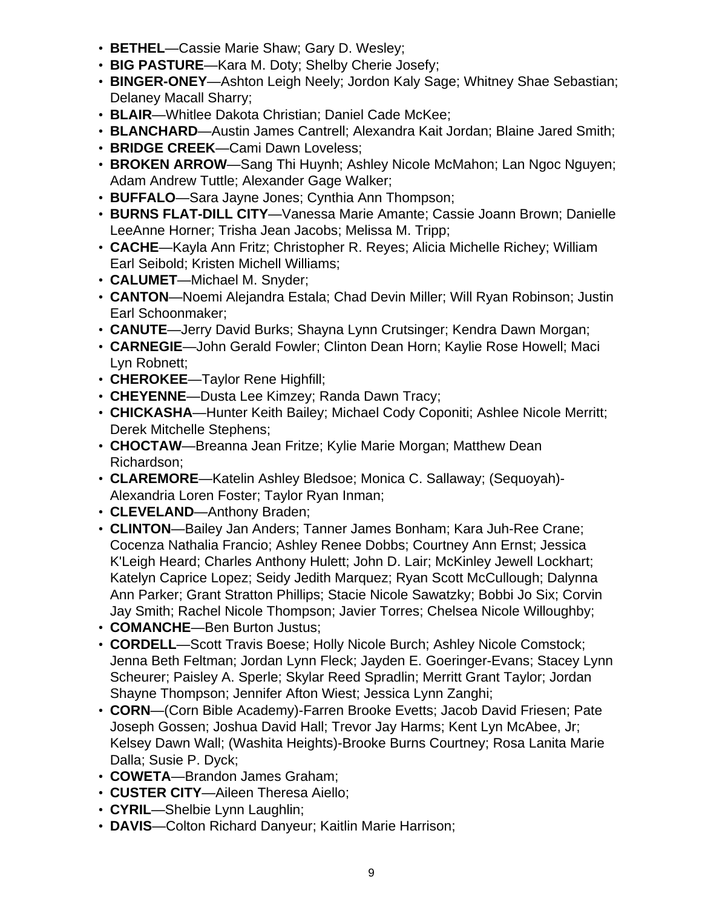- **BETHEL**—Cassie Marie Shaw; Gary D. Wesley;
- **BIG PASTURE**—Kara M. Doty; Shelby Cherie Josefy;
- **BINGER-ONEY**—Ashton Leigh Neely; Jordon Kaly Sage; Whitney Shae Sebastian; Delaney Macall Sharry;
- **BLAIR**—Whitlee Dakota Christian; Daniel Cade McKee;
- **BLANCHARD**—Austin James Cantrell; Alexandra Kait Jordan; Blaine Jared Smith;
- **BRIDGE CREEK**—Cami Dawn Loveless;
- **BROKEN ARROW**—Sang Thi Huynh; Ashley Nicole McMahon; Lan Ngoc Nguyen; Adam Andrew Tuttle; Alexander Gage Walker;
- **BUFFALO**—Sara Jayne Jones; Cynthia Ann Thompson;
- **BURNS FLAT-DILL CITY**—Vanessa Marie Amante; Cassie Joann Brown; Danielle LeeAnne Horner; Trisha Jean Jacobs; Melissa M. Tripp;
- **CACHE**—Kayla Ann Fritz; Christopher R. Reyes; Alicia Michelle Richey; William Earl Seibold; Kristen Michell Williams;
- **CALUMET**—Michael M. Snyder;
- **CANTON**—Noemi Alejandra Estala; Chad Devin Miller; Will Ryan Robinson; Justin Earl Schoonmaker;
- **CANUTE**—Jerry David Burks; Shayna Lynn Crutsinger; Kendra Dawn Morgan;
- **CARNEGIE**—John Gerald Fowler; Clinton Dean Horn; Kaylie Rose Howell; Maci Lyn Robnett;
- **CHEROKEE**—Taylor Rene Highfill;
- **CHEYENNE**—Dusta Lee Kimzey; Randa Dawn Tracy;
- **CHICKASHA**—Hunter Keith Bailey; Michael Cody Coponiti; Ashlee Nicole Merritt; Derek Mitchelle Stephens;
- **CHOCTAW**—Breanna Jean Fritze; Kylie Marie Morgan; Matthew Dean Richardson;
- **CLAREMORE**—Katelin Ashley Bledsoe; Monica C. Sallaway; (Sequoyah)-Alexandria Loren Foster; Taylor Ryan Inman;
- **CLEVELAND**—Anthony Braden;
- **CLINTON**—Bailey Jan Anders; Tanner James Bonham; Kara Juh-Ree Crane; Cocenza Nathalia Francio; Ashley Renee Dobbs; Courtney Ann Ernst; Jessica K'Leigh Heard; Charles Anthony Hulett; John D. Lair; McKinley Jewell Lockhart; Katelyn Caprice Lopez; Seidy Jedith Marquez; Ryan Scott McCullough; Dalynna Ann Parker; Grant Stratton Phillips; Stacie Nicole Sawatzky; Bobbi Jo Six; Corvin Jay Smith; Rachel Nicole Thompson; Javier Torres; Chelsea Nicole Willoughby;
- **COMANCHE**—Ben Burton Justus;
- **CORDELL**—Scott Travis Boese; Holly Nicole Burch; Ashley Nicole Comstock; Jenna Beth Feltman; Jordan Lynn Fleck; Jayden E. Goeringer-Evans; Stacey Lynn Scheurer; Paisley A. Sperle; Skylar Reed Spradlin; Merritt Grant Taylor; Jordan Shayne Thompson; Jennifer Afton Wiest; Jessica Lynn Zanghi;
- **CORN**—(Corn Bible Academy)-Farren Brooke Evetts; Jacob David Friesen; Pate Joseph Gossen; Joshua David Hall; Trevor Jay Harms; Kent Lyn McAbee, Jr; Kelsey Dawn Wall; (Washita Heights)-Brooke Burns Courtney; Rosa Lanita Marie Dalla; Susie P. Dyck;
- **COWETA**—Brandon James Graham;
- **CUSTER CITY**—Aileen Theresa Aiello;
- **CYRIL**—Shelbie Lynn Laughlin;
- **DAVIS**—Colton Richard Danyeur; Kaitlin Marie Harrison;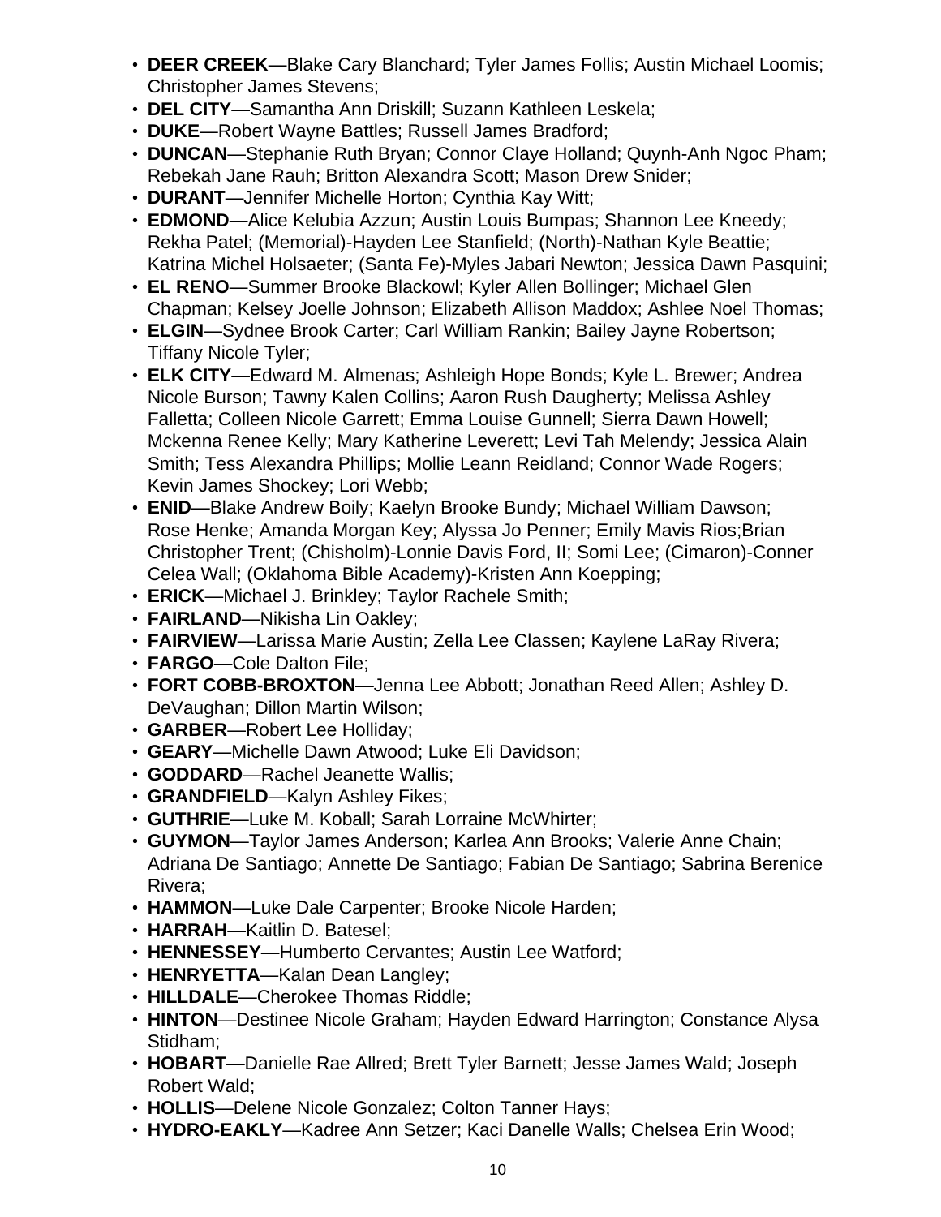- **DEER CREEK**—Blake Cary Blanchard; Tyler James Follis; Austin Michael Loomis; Christopher James Stevens;
- **DEL CITY**—Samantha Ann Driskill; Suzann Kathleen Leskela;
- **DUKE**—Robert Wayne Battles; Russell James Bradford;
- **DUNCAN**—Stephanie Ruth Bryan; Connor Claye Holland; Quynh-Anh Ngoc Pham; Rebekah Jane Rauh; Britton Alexandra Scott; Mason Drew Snider;
- **DURANT**—Jennifer Michelle Horton; Cynthia Kay Witt;
- **EDMOND**—Alice Kelubia Azzun; Austin Louis Bumpas; Shannon Lee Kneedy; Rekha Patel; (Memorial)-Hayden Lee Stanfield; (North)-Nathan Kyle Beattie; Katrina Michel Holsaeter; (Santa Fe)-Myles Jabari Newton; Jessica Dawn Pasquini;
- **EL RENO**—Summer Brooke Blackowl; Kyler Allen Bollinger; Michael Glen Chapman; Kelsey Joelle Johnson; Elizabeth Allison Maddox; Ashlee Noel Thomas;
- **ELGIN**—Sydnee Brook Carter; Carl William Rankin; Bailey Jayne Robertson; Tiffany Nicole Tyler;
- **ELK CITY**—Edward M. Almenas; Ashleigh Hope Bonds; Kyle L. Brewer; Andrea Nicole Burson; Tawny Kalen Collins; Aaron Rush Daugherty; Melissa Ashley Falletta; Colleen Nicole Garrett; Emma Louise Gunnell; Sierra Dawn Howell; Mckenna Renee Kelly; Mary Katherine Leverett; Levi Tah Melendy; Jessica Alain Smith; Tess Alexandra Phillips; Mollie Leann Reidland; Connor Wade Rogers; Kevin James Shockey; Lori Webb;
- **ENID**—Blake Andrew Boily; Kaelyn Brooke Bundy; Michael William Dawson; Rose Henke; Amanda Morgan Key; Alyssa Jo Penner; Emily Mavis Rios;Brian Christopher Trent; (Chisholm)-Lonnie Davis Ford, II; Somi Lee; (Cimaron)-Conner Celea Wall; (Oklahoma Bible Academy)-Kristen Ann Koepping;
- **ERICK**—Michael J. Brinkley; Taylor Rachele Smith;
- **FAIRLAND**—Nikisha Lin Oakley;
- **FAIRVIEW**—Larissa Marie Austin; Zella Lee Classen; Kaylene LaRay Rivera;
- **FARGO**—Cole Dalton File;
- **FORT COBB-BROXTON**—Jenna Lee Abbott; Jonathan Reed Allen; Ashley D. DeVaughan; Dillon Martin Wilson;
- **GARBER**—Robert Lee Holliday;
- **GEARY**—Michelle Dawn Atwood; Luke Eli Davidson;
- **GODDARD**—Rachel Jeanette Wallis;
- **GRANDFIELD**—Kalyn Ashley Fikes;
- **GUTHRIE**—Luke M. Koball; Sarah Lorraine McWhirter;
- **GUYMON**—Taylor James Anderson; Karlea Ann Brooks; Valerie Anne Chain; Adriana De Santiago; Annette De Santiago; Fabian De Santiago; Sabrina Berenice Rivera;
- **HAMMON**—Luke Dale Carpenter; Brooke Nicole Harden;
- **HARRAH**—Kaitlin D. Batesel;
- **HENNESSEY**—Humberto Cervantes; Austin Lee Watford;
- **HENRYETTA**—Kalan Dean Langley;
- **HILLDALE**—Cherokee Thomas Riddle;
- **HINTON**—Destinee Nicole Graham; Hayden Edward Harrington; Constance Alysa Stidham;
- **HOBART**—Danielle Rae Allred; Brett Tyler Barnett; Jesse James Wald; Joseph Robert Wald;
- **HOLLIS**—Delene Nicole Gonzalez; Colton Tanner Hays;
- **HYDRO-EAKLY**—Kadree Ann Setzer; Kaci Danelle Walls; Chelsea Erin Wood;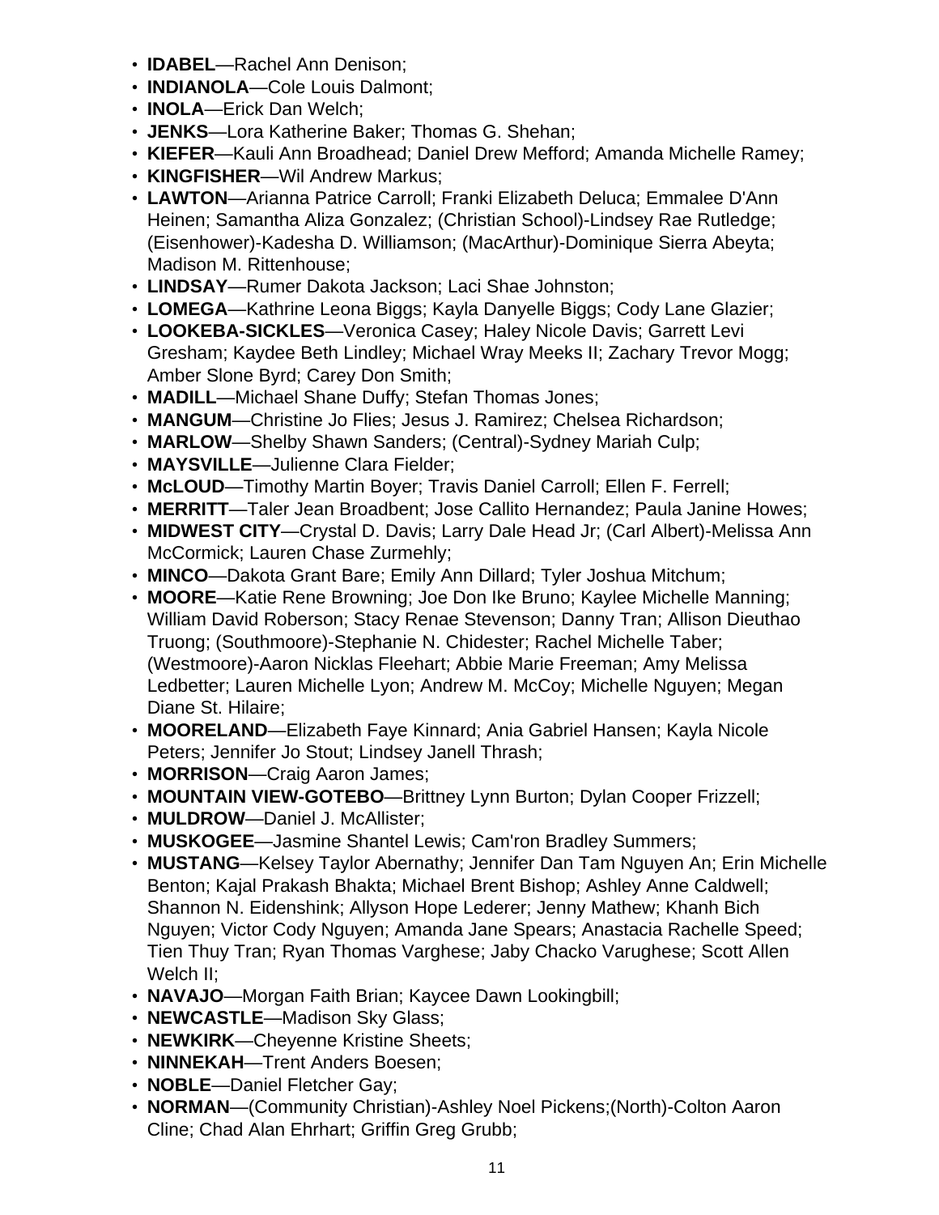- **IDABEL**—Rachel Ann Denison;
- **INDIANOLA**—Cole Louis Dalmont;
- **INOLA**—Erick Dan Welch;
- **JENKS**—Lora Katherine Baker; Thomas G. Shehan;
- **KIEFER**—Kauli Ann Broadhead; Daniel Drew Mefford; Amanda Michelle Ramey;
- **KINGFISHER**—Wil Andrew Markus;
- **LAWTON**—Arianna Patrice Carroll; Franki Elizabeth Deluca; Emmalee D'Ann Heinen; Samantha Aliza Gonzalez; (Christian School)-Lindsey Rae Rutledge; (Eisenhower)-Kadesha D. Williamson; (MacArthur)-Dominique Sierra Abeyta; Madison M. Rittenhouse;
- **LINDSAY**—Rumer Dakota Jackson; Laci Shae Johnston;
- **LOMEGA**—Kathrine Leona Biggs; Kayla Danyelle Biggs; Cody Lane Glazier;
- **LOOKEBA-SICKLES**—Veronica Casey; Haley Nicole Davis; Garrett Levi Gresham; Kaydee Beth Lindley; Michael Wray Meeks II; Zachary Trevor Mogg; Amber Slone Byrd; Carey Don Smith;
- **MADILL**—Michael Shane Duffy; Stefan Thomas Jones;
- **MANGUM**—Christine Jo Flies; Jesus J. Ramirez; Chelsea Richardson;
- **MARLOW**—Shelby Shawn Sanders; (Central)-Sydney Mariah Culp;
- **MAYSVILLE**—Julienne Clara Fielder;
- **McLOUD**—Timothy Martin Boyer; Travis Daniel Carroll; Ellen F. Ferrell;
- **MERRITT**—Taler Jean Broadbent; Jose Callito Hernandez; Paula Janine Howes;
- **MIDWEST CITY**—Crystal D. Davis; Larry Dale Head Jr; (Carl Albert)-Melissa Ann McCormick; Lauren Chase Zurmehly;
- **MINCO**—Dakota Grant Bare; Emily Ann Dillard; Tyler Joshua Mitchum;
- **MOORE**—Katie Rene Browning; Joe Don Ike Bruno; Kaylee Michelle Manning; William David Roberson; Stacy Renae Stevenson; Danny Tran; Allison Dieuthao Truong; (Southmoore)-Stephanie N. Chidester; Rachel Michelle Taber; (Westmoore)-Aaron Nicklas Fleehart; Abbie Marie Freeman; Amy Melissa Ledbetter; Lauren Michelle Lyon; Andrew M. McCoy; Michelle Nguyen; Megan Diane St. Hilaire;
- **MOORELAND**—Elizabeth Faye Kinnard; Ania Gabriel Hansen; Kayla Nicole Peters; Jennifer Jo Stout; Lindsey Janell Thrash;
- **MORRISON**—Craig Aaron James;
- **MOUNTAIN VIEW-GOTEBO**—Brittney Lynn Burton; Dylan Cooper Frizzell;
- **MULDROW**—Daniel J. McAllister;
- **MUSKOGEE**—Jasmine Shantel Lewis; Cam'ron Bradley Summers;
- **MUSTANG**—Kelsey Taylor Abernathy; Jennifer Dan Tam Nguyen An; Erin Michelle Benton; Kajal Prakash Bhakta; Michael Brent Bishop; Ashley Anne Caldwell; Shannon N. Eidenshink; Allyson Hope Lederer; Jenny Mathew; Khanh Bich Nguyen; Victor Cody Nguyen; Amanda Jane Spears; Anastacia Rachelle Speed; Tien Thuy Tran; Ryan Thomas Varghese; Jaby Chacko Varughese; Scott Allen Welch II;
- **NAVAJO**—Morgan Faith Brian; Kaycee Dawn Lookingbill;
- **NEWCASTLE**—Madison Sky Glass;
- **NEWKIRK**—Cheyenne Kristine Sheets;
- **NINNEKAH**—Trent Anders Boesen;
- **NOBLE**—Daniel Fletcher Gay;
- **NORMAN**—(Community Christian)-Ashley Noel Pickens;(North)-Colton Aaron Cline; Chad Alan Ehrhart; Griffin Greg Grubb;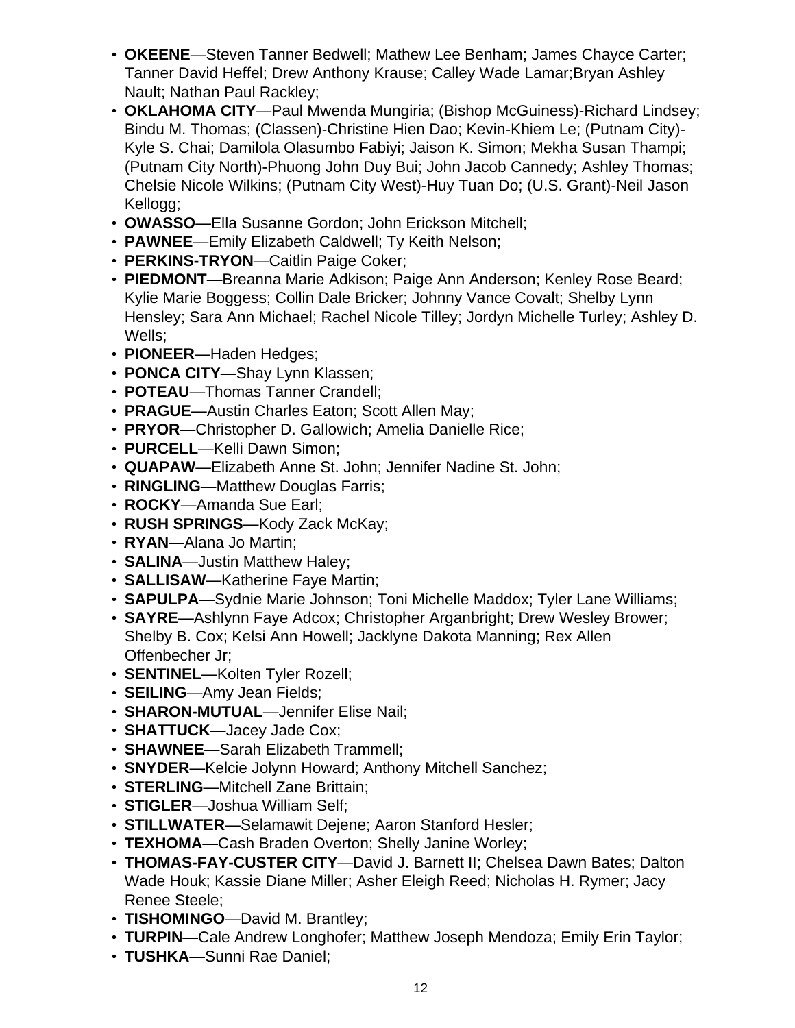- **OKEENE**—Steven Tanner Bedwell; Mathew Lee Benham; James Chayce Carter; Tanner David Heffel; Drew Anthony Krause; Calley Wade Lamar;Bryan Ashley Nault; Nathan Paul Rackley;
- **OKLAHOMA CITY**—Paul Mwenda Mungiria; (Bishop McGuiness)-Richard Lindsey; Bindu M. Thomas; (Classen)-Christine Hien Dao; Kevin-Khiem Le; (Putnam City)-Kyle S. Chai; Damilola Olasumbo Fabiyi; Jaison K. Simon; Mekha Susan Thampi; (Putnam City North)-Phuong John Duy Bui; John Jacob Cannedy; Ashley Thomas; Chelsie Nicole Wilkins; (Putnam City West)-Huy Tuan Do; (U.S. Grant)-Neil Jason Kellogg;
- **OWASSO**—Ella Susanne Gordon; John Erickson Mitchell;
- **PAWNEE**—Emily Elizabeth Caldwell; Ty Keith Nelson;
- **PERKINS-TRYON**—Caitlin Paige Coker;
- **PIEDMONT**—Breanna Marie Adkison; Paige Ann Anderson; Kenley Rose Beard; Kylie Marie Boggess; Collin Dale Bricker; Johnny Vance Covalt; Shelby Lynn Hensley; Sara Ann Michael; Rachel Nicole Tilley; Jordyn Michelle Turley; Ashley D. Wells;
- **PIONEER**—Haden Hedges;
- **PONCA CITY**—Shay Lynn Klassen;
- **POTEAU**—Thomas Tanner Crandell;
- **PRAGUE**—Austin Charles Eaton; Scott Allen May;
- **PRYOR**—Christopher D. Gallowich; Amelia Danielle Rice;
- **PURCELL**—Kelli Dawn Simon;
- **QUAPAW**—Elizabeth Anne St. John; Jennifer Nadine St. John;
- **RINGLING**—Matthew Douglas Farris;
- **ROCKY**—Amanda Sue Earl;
- **RUSH SPRINGS**—Kody Zack McKay;
- **RYAN**—Alana Jo Martin;
- **SALINA**—Justin Matthew Haley;
- **SALLISAW**—Katherine Faye Martin;
- **SAPULPA**—Sydnie Marie Johnson; Toni Michelle Maddox; Tyler Lane Williams;
- **SAYRE**—Ashlynn Faye Adcox; Christopher Arganbright; Drew Wesley Brower; Shelby B. Cox; Kelsi Ann Howell; Jacklyne Dakota Manning; Rex Allen Offenbecher Jr;
- **SENTINEL**—Kolten Tyler Rozell;
- **SEILING**—Amy Jean Fields;
- **SHARON-MUTUAL**—Jennifer Elise Nail;
- **SHATTUCK**—Jacey Jade Cox;
- **SHAWNEE**—Sarah Elizabeth Trammell;
- **SNYDER**—Kelcie Jolynn Howard; Anthony Mitchell Sanchez;
- **STERLING**—Mitchell Zane Brittain;
- **STIGLER**—Joshua William Self;
- **STILLWATER**—Selamawit Dejene; Aaron Stanford Hesler;
- **TEXHOMA**—Cash Braden Overton; Shelly Janine Worley;
- **THOMAS-FAY-CUSTER CITY**—David J. Barnett II; Chelsea Dawn Bates; Dalton Wade Houk; Kassie Diane Miller; Asher Eleigh Reed; Nicholas H. Rymer; Jacy Renee Steele;
- **TISHOMINGO**—David M. Brantley;
- **TURPIN**—Cale Andrew Longhofer; Matthew Joseph Mendoza; Emily Erin Taylor;
- **TUSHKA**—Sunni Rae Daniel;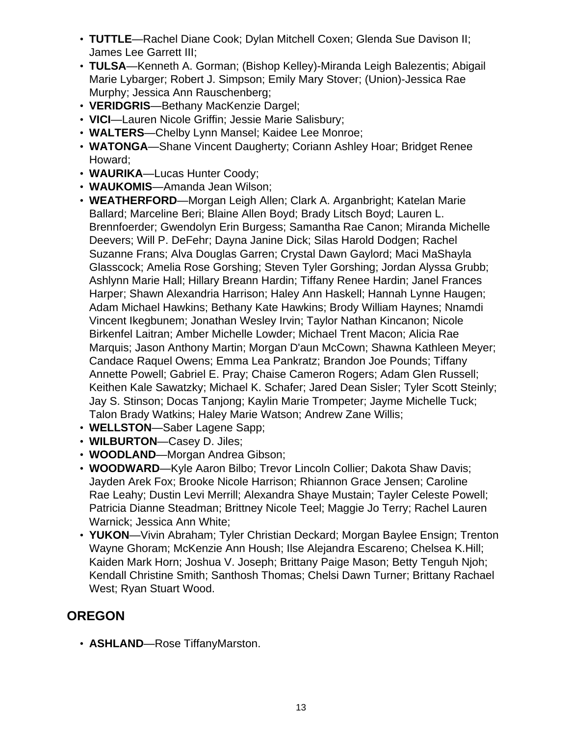- **TUTTLE**—Rachel Diane Cook; Dylan Mitchell Coxen; Glenda Sue Davison II; James Lee Garrett III;
- **TULSA**—Kenneth A. Gorman; (Bishop Kelley)-Miranda Leigh Balezentis; Abigail Marie Lybarger; Robert J. Simpson; Emily Mary Stover; (Union)-Jessica Rae Murphy; Jessica Ann Rauschenberg;
- **VERIDGRIS**—Bethany MacKenzie Dargel;
- **VICI**—Lauren Nicole Griffin; Jessie Marie Salisbury;
- **WALTERS**—Chelby Lynn Mansel; Kaidee Lee Monroe;
- **WATONGA**—Shane Vincent Daugherty; Coriann Ashley Hoar; Bridget Renee Howard;
- **WAURIKA**—Lucas Hunter Coody;
- **WAUKOMIS**—Amanda Jean Wilson;
- **WEATHERFORD**—Morgan Leigh Allen; Clark A. Arganbright; Katelan Marie Ballard; Marceline Beri; Blaine Allen Boyd; Brady Litsch Boyd; Lauren L. Brennfoerder; Gwendolyn Erin Burgess; Samantha Rae Canon; Miranda Michelle Deevers; Will P. DeFehr; Dayna Janine Dick; Silas Harold Dodgen; Rachel Suzanne Frans; Alva Douglas Garren; Crystal Dawn Gaylord; Maci MaShayla Glasscock; Amelia Rose Gorshing; Steven Tyler Gorshing; Jordan Alyssa Grubb; Ashlynn Marie Hall; Hillary Breann Hardin; Tiffany Renee Hardin; Janel Frances Harper; Shawn Alexandria Harrison; Haley Ann Haskell; Hannah Lynne Haugen; Adam Michael Hawkins; Bethany Kate Hawkins; Brody William Haynes; Nnamdi Vincent Ikegbunem; Jonathan Wesley Irvin; Taylor Nathan Kincanon; Nicole Birkenfel Laitran; Amber Michelle Lowder; Michael Trent Macon; Alicia Rae Marquis; Jason Anthony Martin; Morgan D'aun McCown; Shawna Kathleen Meyer; Candace Raquel Owens; Emma Lea Pankratz; Brandon Joe Pounds; Tiffany Annette Powell; Gabriel E. Pray; Chaise Cameron Rogers; Adam Glen Russell; Keithen Kale Sawatzky; Michael K. Schafer; Jared Dean Sisler; Tyler Scott Steinly; Jay S. Stinson; Docas Tanjong; Kaylin Marie Trompeter; Jayme Michelle Tuck; Talon Brady Watkins; Haley Marie Watson; Andrew Zane Willis;
- **WELLSTON**—Saber Lagene Sapp;
- **WILBURTON**—Casey D. Jiles;
- **WOODLAND**—Morgan Andrea Gibson;
- **WOODWARD**—Kyle Aaron Bilbo; Trevor Lincoln Collier; Dakota Shaw Davis; Jayden Arek Fox; Brooke Nicole Harrison; Rhiannon Grace Jensen; Caroline Rae Leahy; Dustin Levi Merrill; Alexandra Shaye Mustain; Tayler Celeste Powell; Patricia Dianne Steadman; Brittney Nicole Teel; Maggie Jo Terry; Rachel Lauren Warnick; Jessica Ann White;
- **YUKON**—Vivin Abraham; Tyler Christian Deckard; Morgan Baylee Ensign; Trenton Wayne Ghoram; McKenzie Ann Housh; Ilse Alejandra Escareno; Chelsea K.Hill; Kaiden Mark Horn; Joshua V. Joseph; Brittany Paige Mason; Betty Tenguh Njoh; Kendall Christine Smith; Santhosh Thomas; Chelsi Dawn Turner; Brittany Rachael West; Ryan Stuart Wood.

## OREGON

- **ASHLAND**—Rose TiffanyMarston.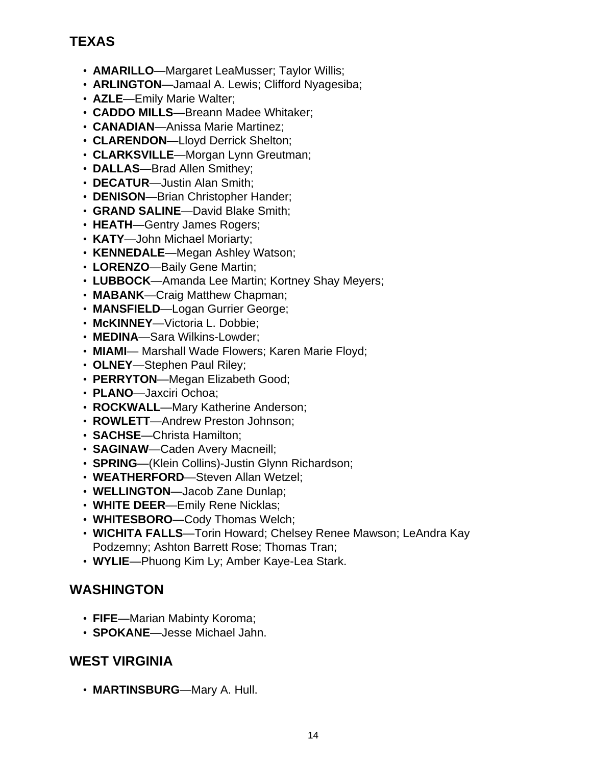## TEXAS

- **AMARILLO**—Margaret LeaMusser; Taylor Willis;
- **ARLINGTON**—Jamaal A. Lewis; Clifford Nyagesiba;
- **AZLE**—Emily Marie Walter;
- **CADDO MILLS**—Breann Madee Whitaker;
- **CANADIAN**—Anissa Marie Martinez;
- **CLARENDON**—Lloyd Derrick Shelton;
- **CLARKSVILLE**—Morgan Lynn Greutman;
- **DALLAS**—Brad Allen Smithey;
- **DECATUR**—Justin Alan Smith;
- **DENISON**—Brian Christopher Hander;
- **GRAND SALINE**—David Blake Smith;
- **HEATH**—Gentry James Rogers;
- **KATY**—John Michael Moriarty;
- **KENNEDALE**—Megan Ashley Watson;
- **LORENZO**—Baily Gene Martin;
- **LUBBOCK**—Amanda Lee Martin; Kortney Shay Meyers;
- **MABANK**—Craig Matthew Chapman;
- **MANSFIELD**—Logan Gurrier George;
- **McKINNEY**—Victoria L. Dobbie;
- **MEDINA**—Sara Wilkins-Lowder;
- **MIAMI**— Marshall Wade Flowers; Karen Marie Floyd;
- **OLNEY**—Stephen Paul Riley;
- **PERRYTON**—Megan Elizabeth Good;
- **PLANO**—Jaxciri Ochoa;
- **ROCKWALL**—Mary Katherine Anderson;
- **ROWLETT**—Andrew Preston Johnson;
- **SACHSE**—Christa Hamilton;
- **SAGINAW**—Caden Avery Macneill;
- **SPRING**—(Klein Collins)-Justin Glynn Richardson;
- **WEATHERFORD**—Steven Allan Wetzel;
- **WELLINGTON**—Jacob Zane Dunlap;
- **WHITE DEER**—Emily Rene Nicklas;
- **WHITESBORO**—Cody Thomas Welch;
- **WICHITA FALLS**—Torin Howard; Chelsey Renee Mawson; LeAndra Kay Podzemny; Ashton Barrett Rose; Thomas Tran;
- **WYLIE**—Phuong Kim Ly; Amber Kaye-Lea Stark.

## WASHINGTON

- **FIFE**—Marian Mabinty Koroma;
- **SPOKANE**—Jesse Michael Jahn.

## WEST VIRGINIA

- **MARTINSBURG**—Mary A. Hull.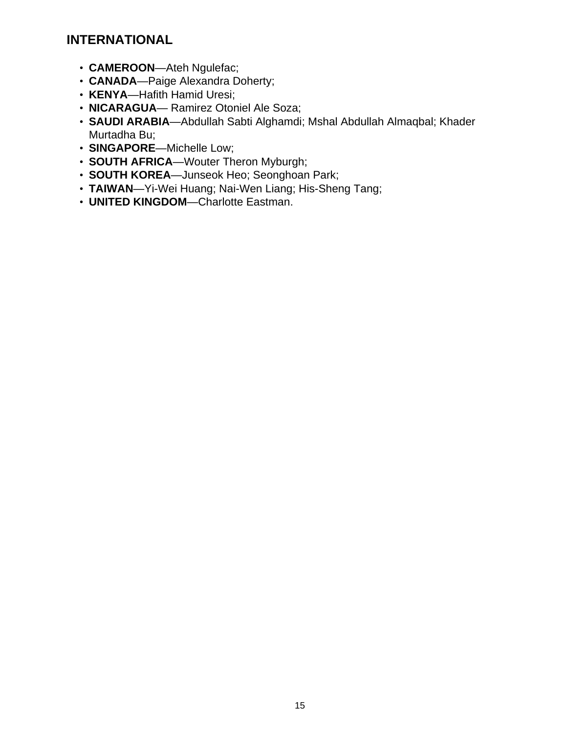## INTERNATIONAL

- **CAMEROON**—Ateh Ngulefac;
- **CANADA**—Paige Alexandra Doherty;
- **KENYA**—Hafith Hamid Uresi;
- **NICARAGUA**— Ramirez Otoniel Ale Soza;
- **SAUDI ARABIA**—Abdullah Sabti Alghamdi; Mshal Abdullah Almaqbal; Khader Murtadha Bu;
- **SINGAPORE**—Michelle Low;
- **SOUTH AFRICA**—Wouter Theron Myburgh;
- **SOUTH KOREA**—Junseok Heo; Seonghoan Park;
- **TAIWAN**—Yi-Wei Huang; Nai-Wen Liang; His-Sheng Tang;
- **UNITED KINGDOM**—Charlotte Eastman.